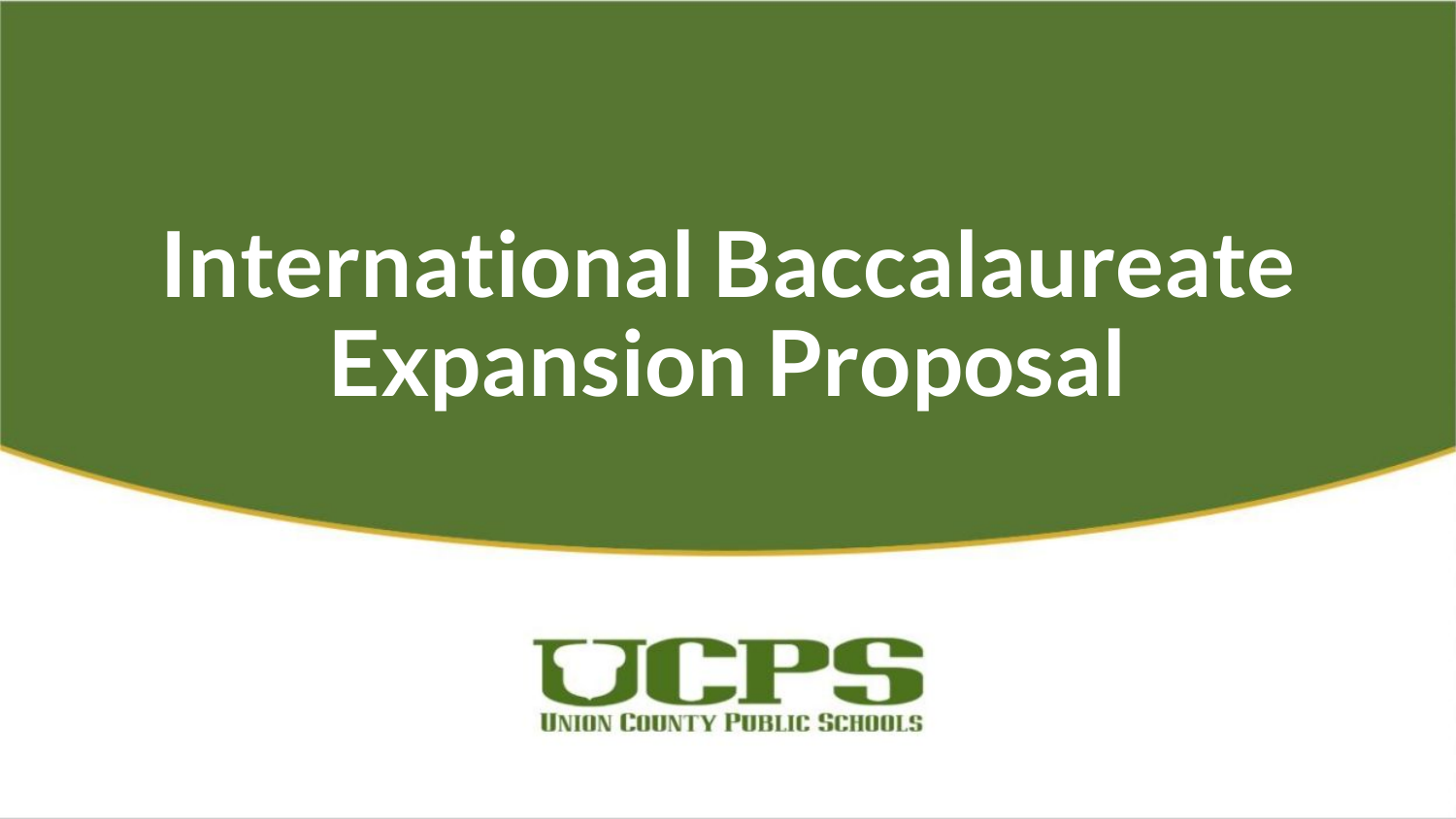# International Baccalaureate Expansion Proposal

UCPS

UNION COUNTY PUBLIC SCHOOLS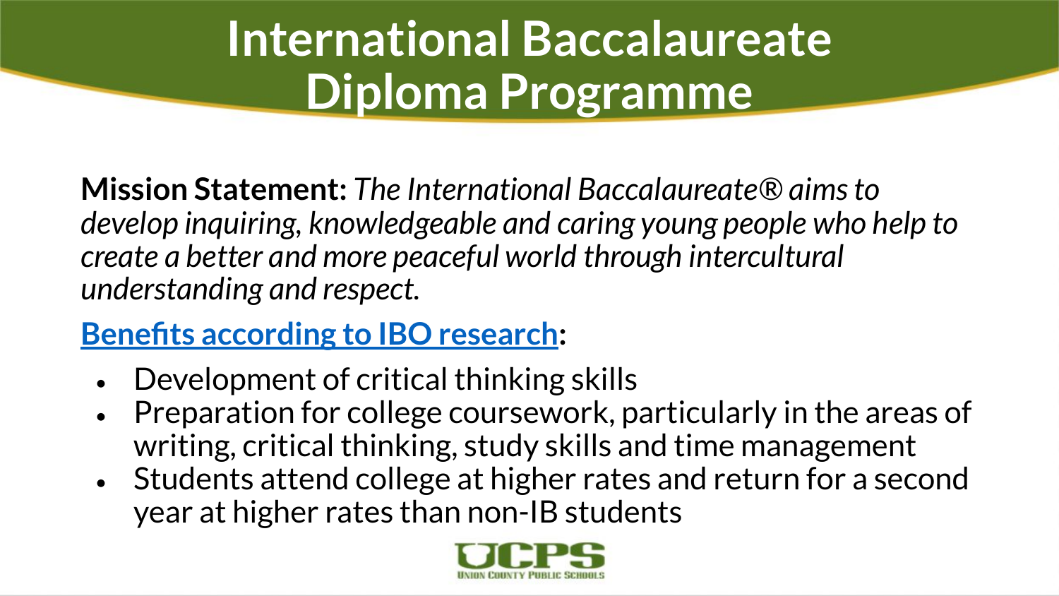# International Baccalaureate Diploma Programme

**Mission Statement:** *The International Baccalaureate® aims to develop inquiring, knowledgeable and caring young people who help to create a better and more peaceful world through intercultural understanding and respect.*

**Benefits according to IBO research:**

- Development of critical thinking skills
- Preparation for college coursework, particularly in the areas of writing, critical thinking, study skills and time management
- Students attend college at higher rates and return for a second year at higher rates than non-IB students

UCPS
UNION COUNTY PUBLIC SCHOOLS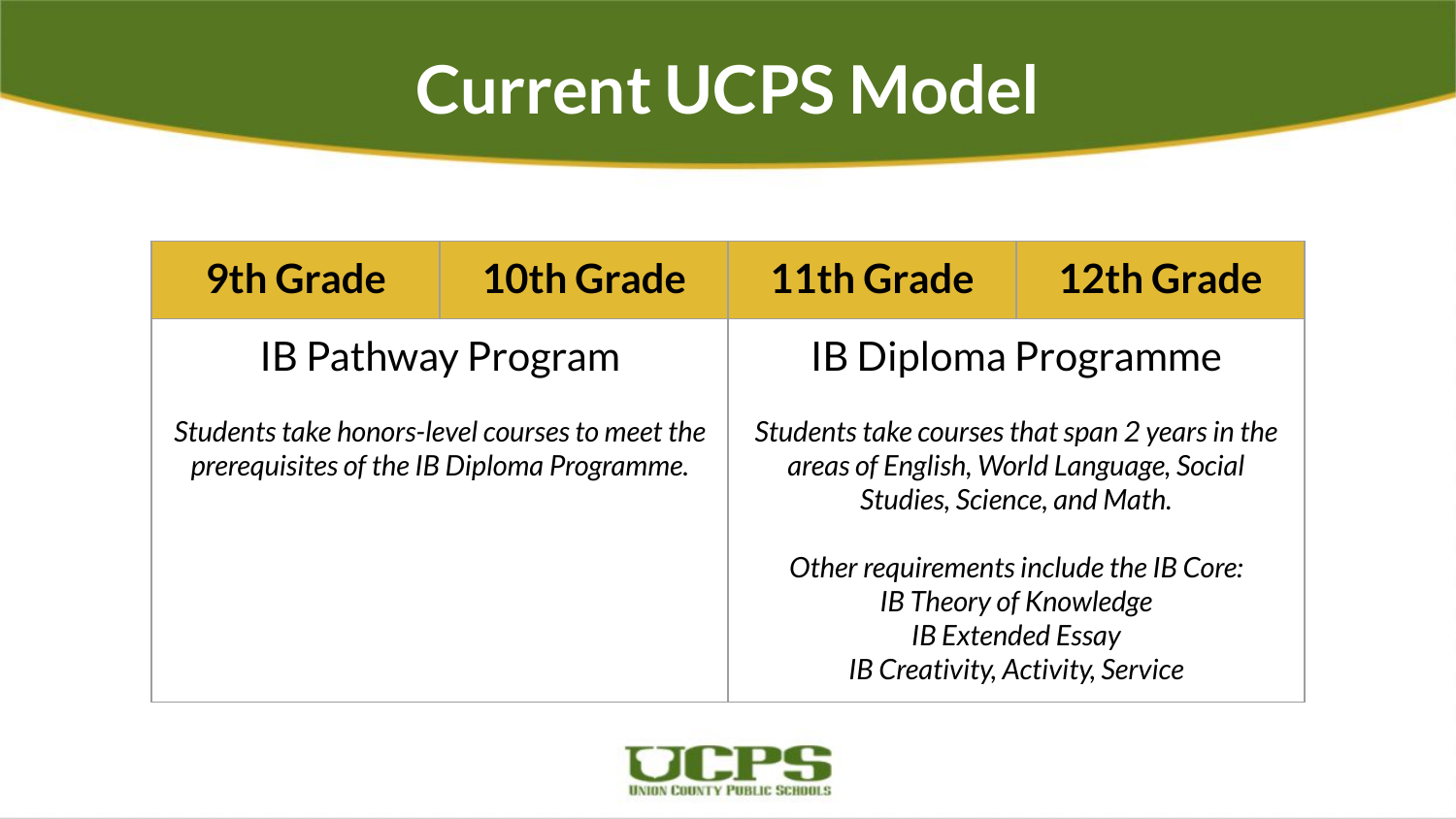# Current UCPS Model

| 9th Grade | 10th Grade | 11th Grade | 12th Grade |
|---|---|---|---|
| IB Pathway Program<br><br>*Students take honors-level courses to meet the prerequisites of the IB Diploma Programme.* | | IB Diploma Programme<br><br>*Students take courses that span 2 years in the areas of English, World Language, Social Studies, Science, and Math.*<br><br>*Other requirements include the IB Core:*<br>*IB Theory of Knowledge*<br>*IB Extended Essay*<br>*IB Creativity, Activity, Service* | |

UCPS
UNION COUNTY PUBLIC SCHOOLS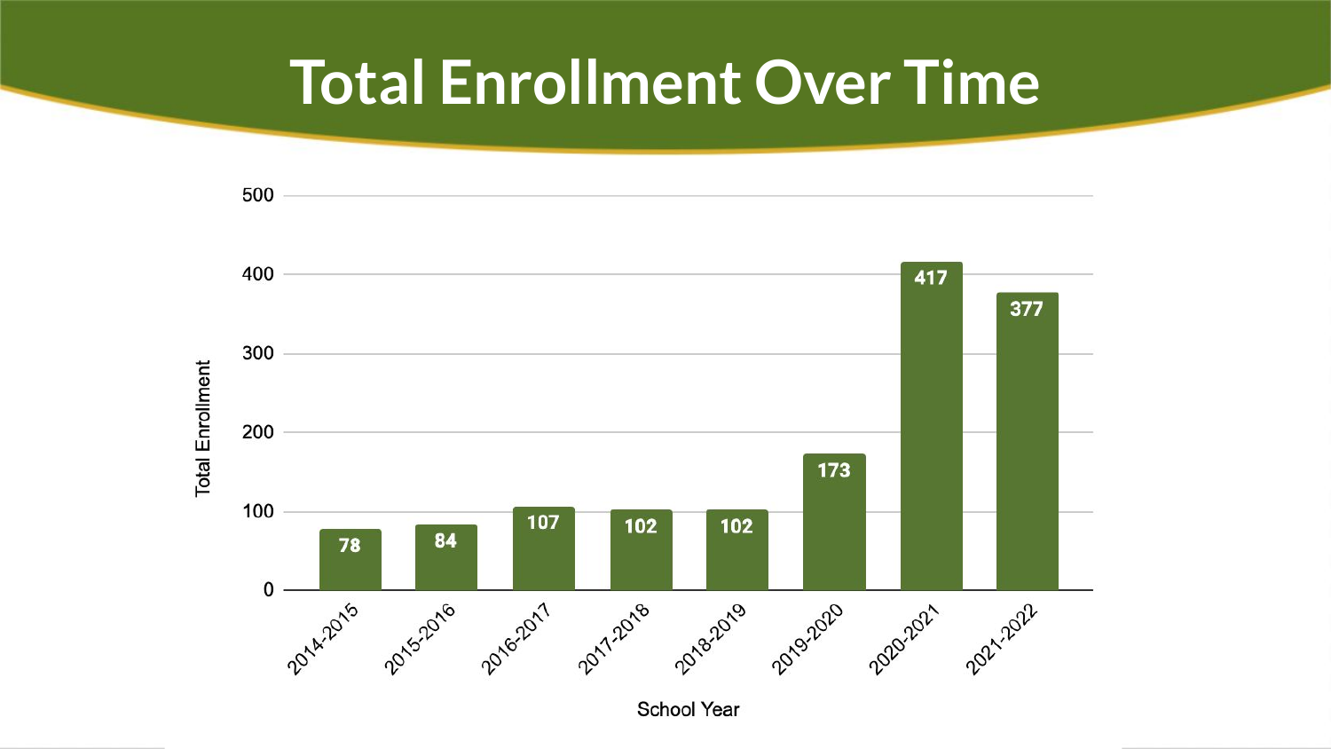# Total Enrollment Over Time

| School Year | Total Enrollment |
|---|---|
| 2014-2015 | 78 |
| 2015-2016 | 84 |
| 2016-2017 | 107 |
| 2017-2018 | 102 |
| 2018-2019 | 102 |
| 2019-2020 | 173 |
| 2020-2021 | 417 |
| 2021-2022 | 377 |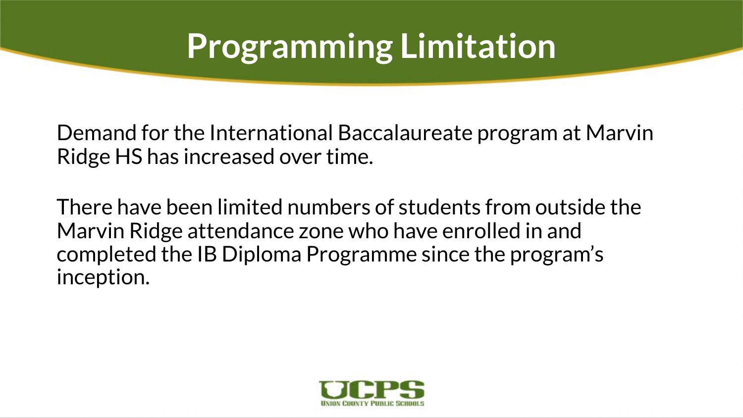# Programming Limitation

Demand for the International Baccalaureate program at Marvin Ridge HS has increased over time.

There have been limited numbers of students from outside the Marvin Ridge attendance zone who have enrolled in and completed the IB Diploma Programme since the program's inception.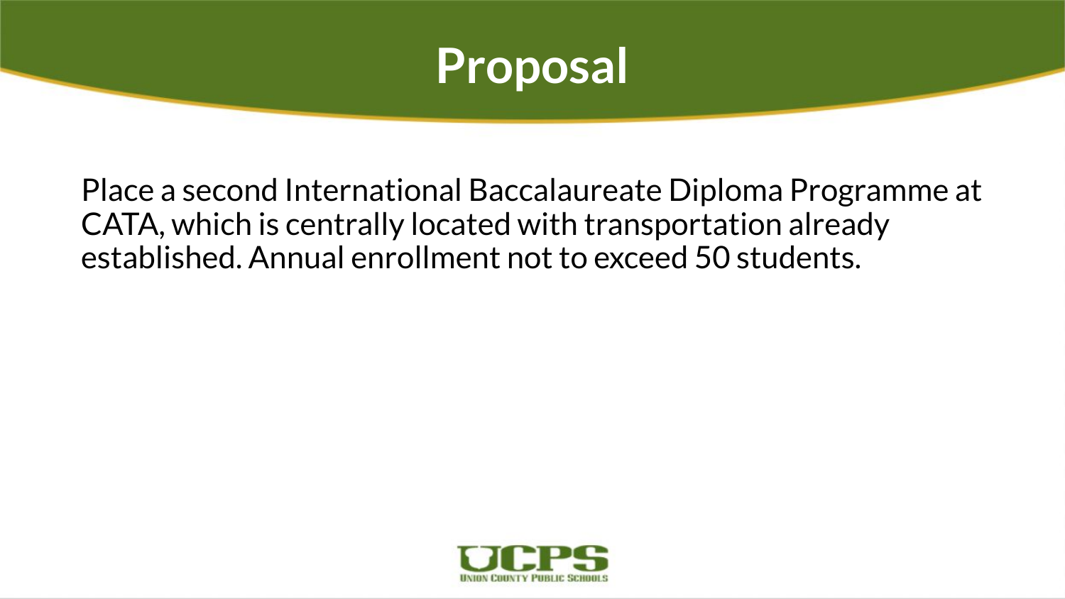# Proposal

Place a second International Baccalaureate Diploma Programme at CATA, which is centrally located with transportation already established. Annual enrollment not to exceed 50 students.

UCPS
UNION COUNTY PUBLIC SCHOOLS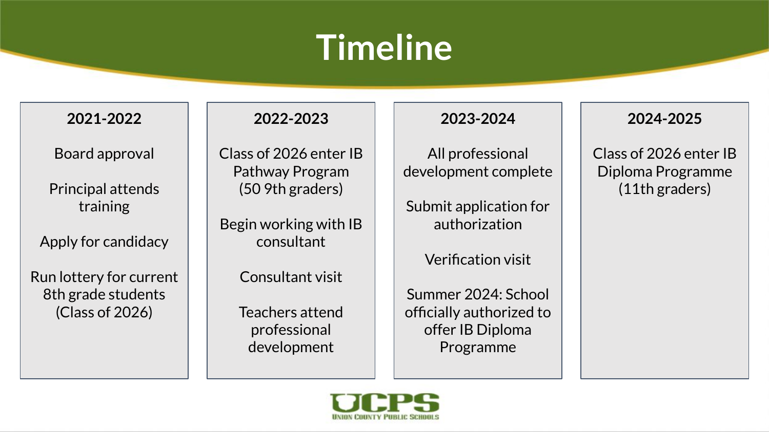# Timeline

### 2021-2022

Board approval

Principal attends training

Apply for candidacy

Run lottery for current 8th grade students (Class of 2026)

### 2022-2023

Class of 2026 enter IB Pathway Program (50 9th graders)

Begin working with IB consultant

Consultant visit

Teachers attend professional development

### 2023-2024

All professional development complete

Submit application for authorization

Verification visit

Summer 2024: School officially authorized to offer IB Diploma Programme

### 2024-2025

Class of 2026 enter IB Diploma Programme (11th graders)

UCPS
UNION COUNTY PUBLIC SCHOOLS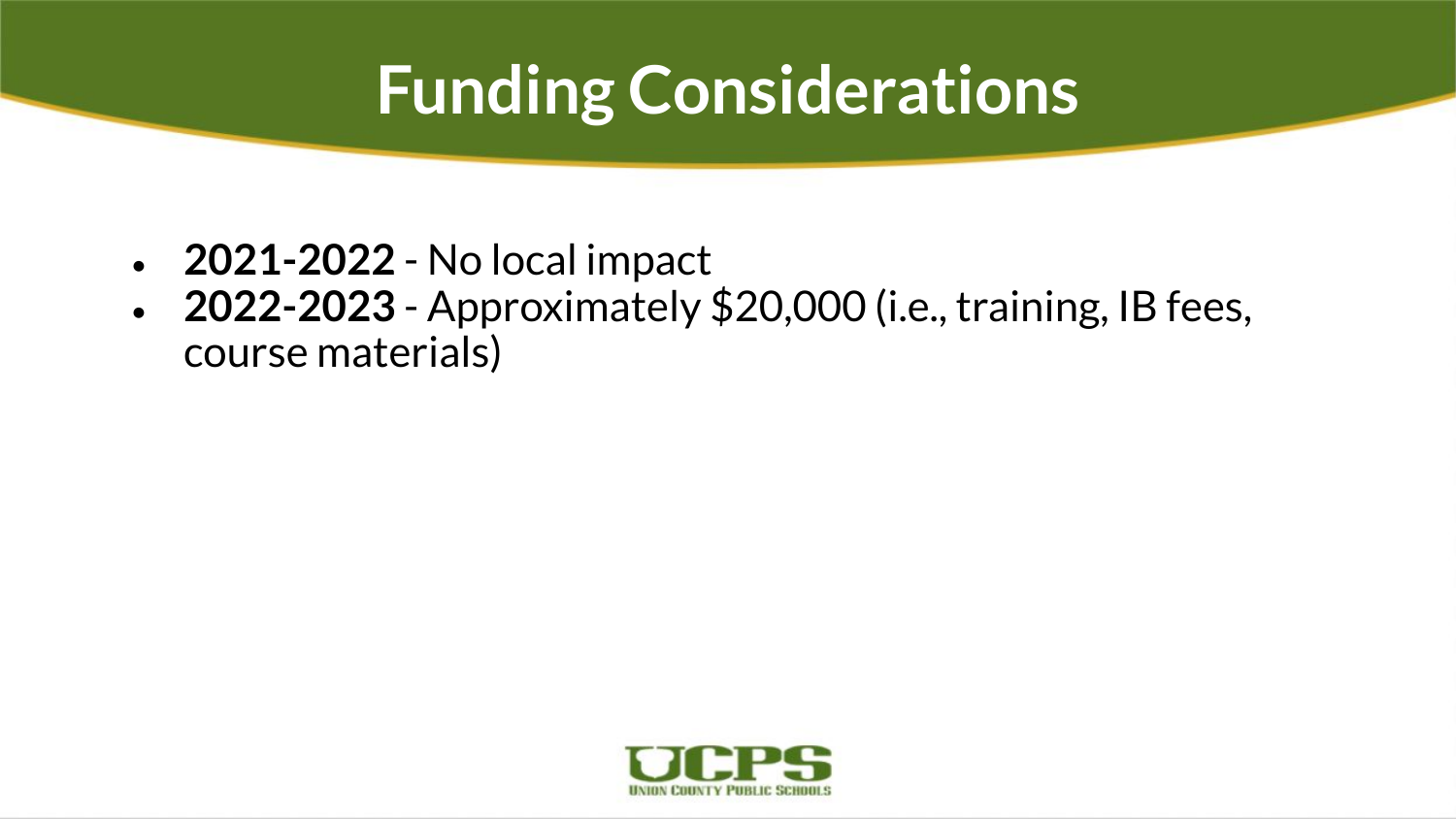# Funding Considerations

- **2021-2022** - No local impact
- **2022-2023** - Approximately $20,000 (i.e., training, IB fees, course materials)

UCPS
UNION COUNTY PUBLIC SCHOOLS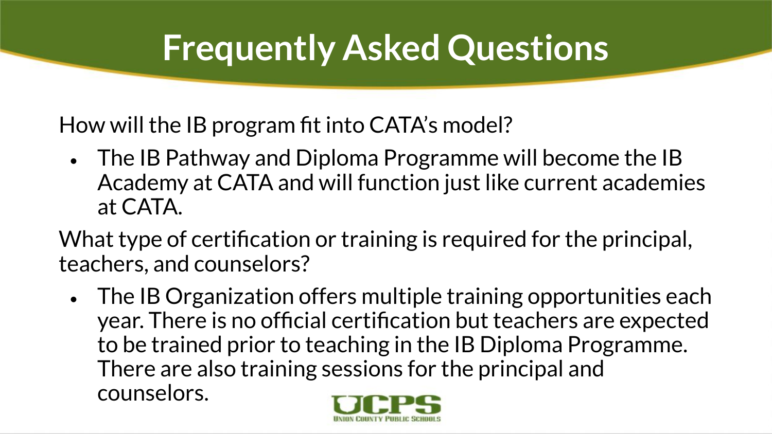# Frequently Asked Questions

How will the IB program fit into CATA's model?

- The IB Pathway and Diploma Programme will become the IB Academy at CATA and will function just like current academies at CATA.

What type of certification or training is required for the principal, teachers, and counselors?

- The IB Organization offers multiple training opportunities each year. There is no official certification but teachers are expected to be trained prior to teaching in the IB Diploma Programme. There are also training sessions for the principal and counselors.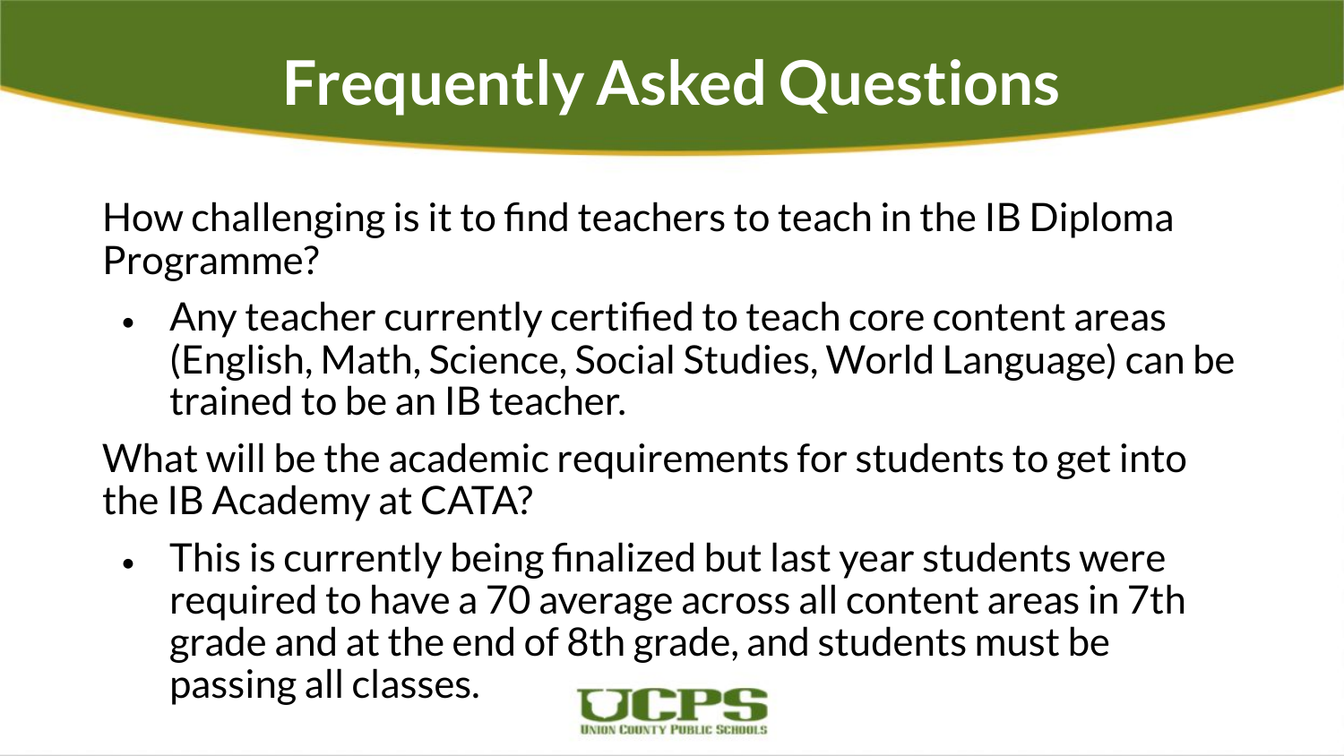# Frequently Asked Questions

How challenging is it to find teachers to teach in the IB Diploma Programme?

- Any teacher currently certified to teach core content areas (English, Math, Science, Social Studies, World Language) can be trained to be an IB teacher.

What will be the academic requirements for students to get into the IB Academy at CATA?

- This is currently being finalized but last year students were required to have a 70 average across all content areas in 7th grade and at the end of 8th grade, and students must be passing all classes.

UCPS

UNION COUNTY PUBLIC SCHOOLS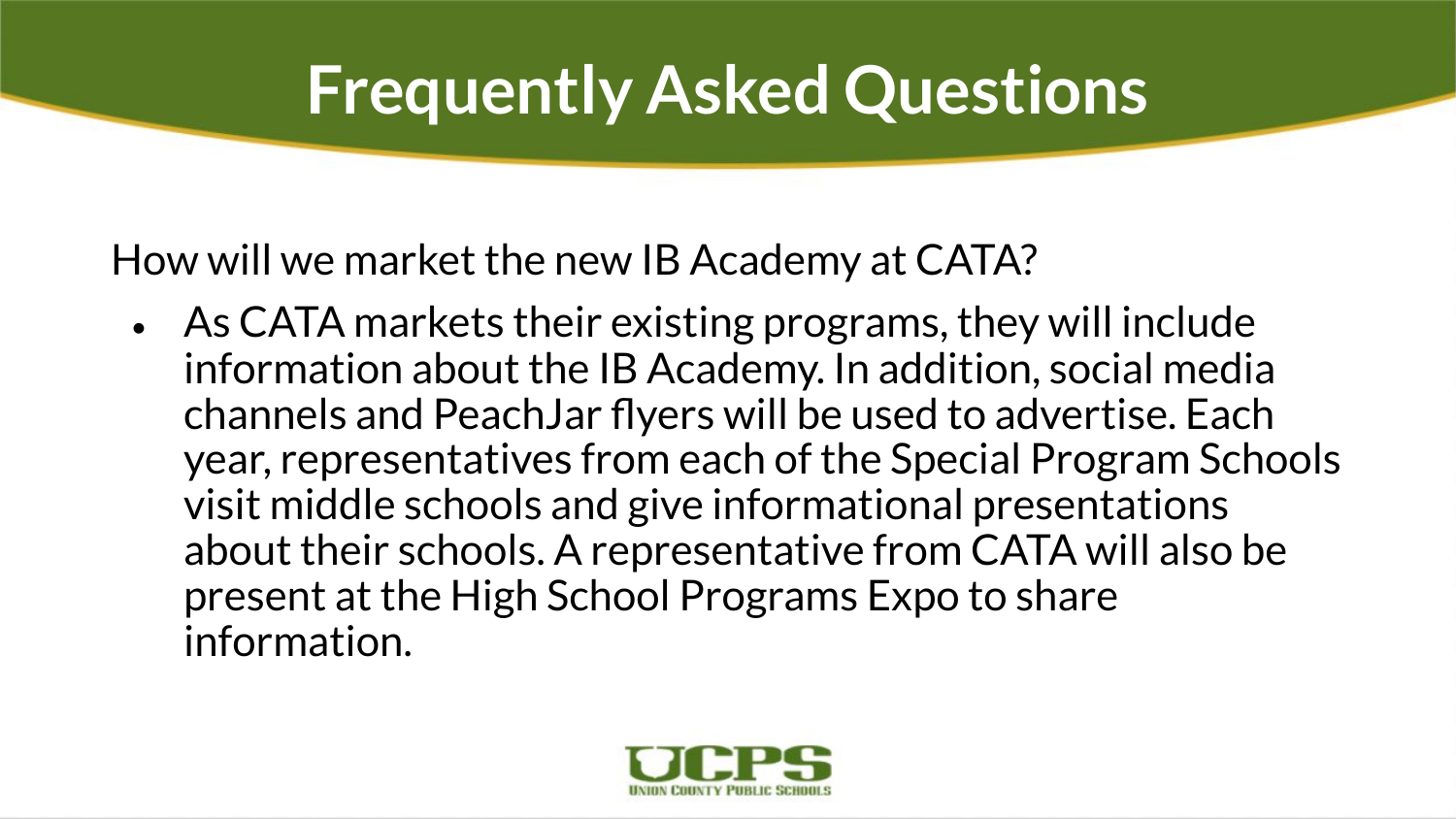# Frequently Asked Questions

How will we market the new IB Academy at CATA?

- As CATA markets their existing programs, they will include information about the IB Academy. In addition, social media channels and PeachJar flyers will be used to advertise. Each year, representatives from each of the Special Program Schools visit middle schools and give informational presentations about their schools. A representative from CATA will also be present at the High School Programs Expo to share information.

UCPS
UNION COUNTY PUBLIC SCHOOLS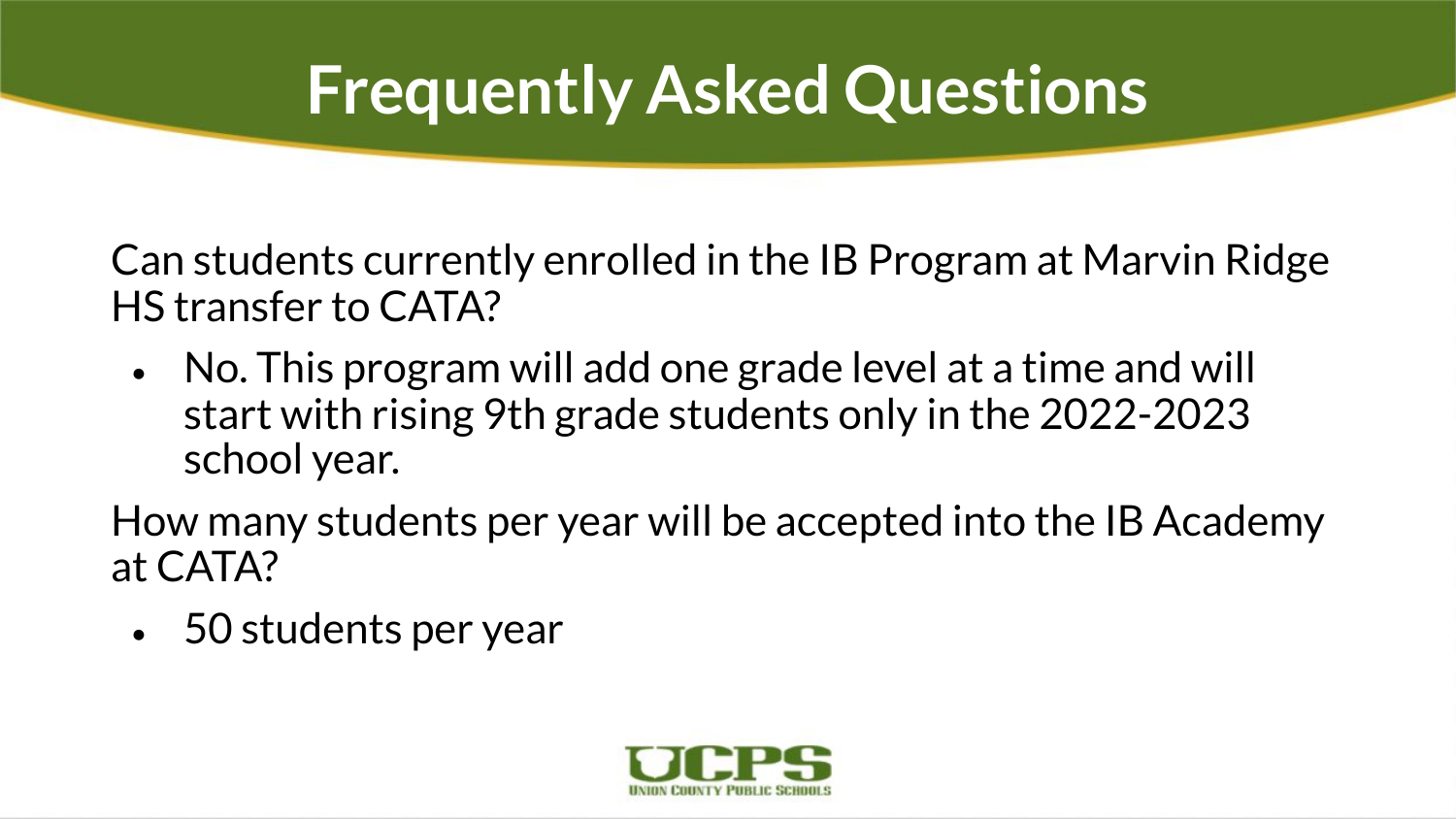# Frequently Asked Questions

Can students currently enrolled in the IB Program at Marvin Ridge HS transfer to CATA?

- No. This program will add one grade level at a time and will start with rising 9th grade students only in the 2022-2023 school year.

How many students per year will be accepted into the IB Academy at CATA?

- 50 students per year

UCPS
UNION COUNTY PUBLIC SCHOOLS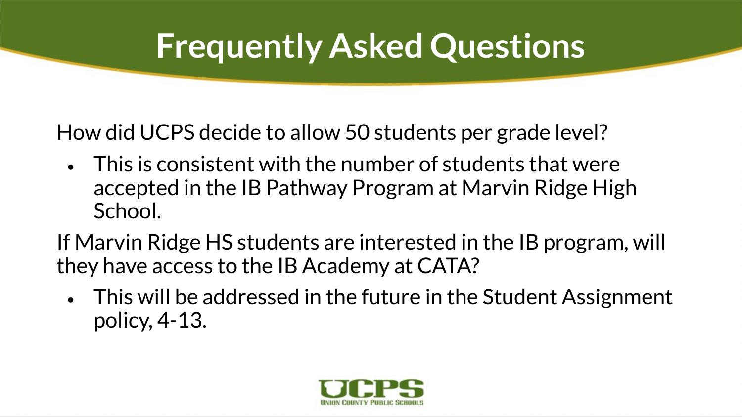# Frequently Asked Questions

How did UCPS decide to allow 50 students per grade level?

- This is consistent with the number of students that were accepted in the IB Pathway Program at Marvin Ridge High School.

If Marvin Ridge HS students are interested in the IB program, will they have access to the IB Academy at CATA?

- This will be addressed in the future in the Student Assignment policy, 4-13.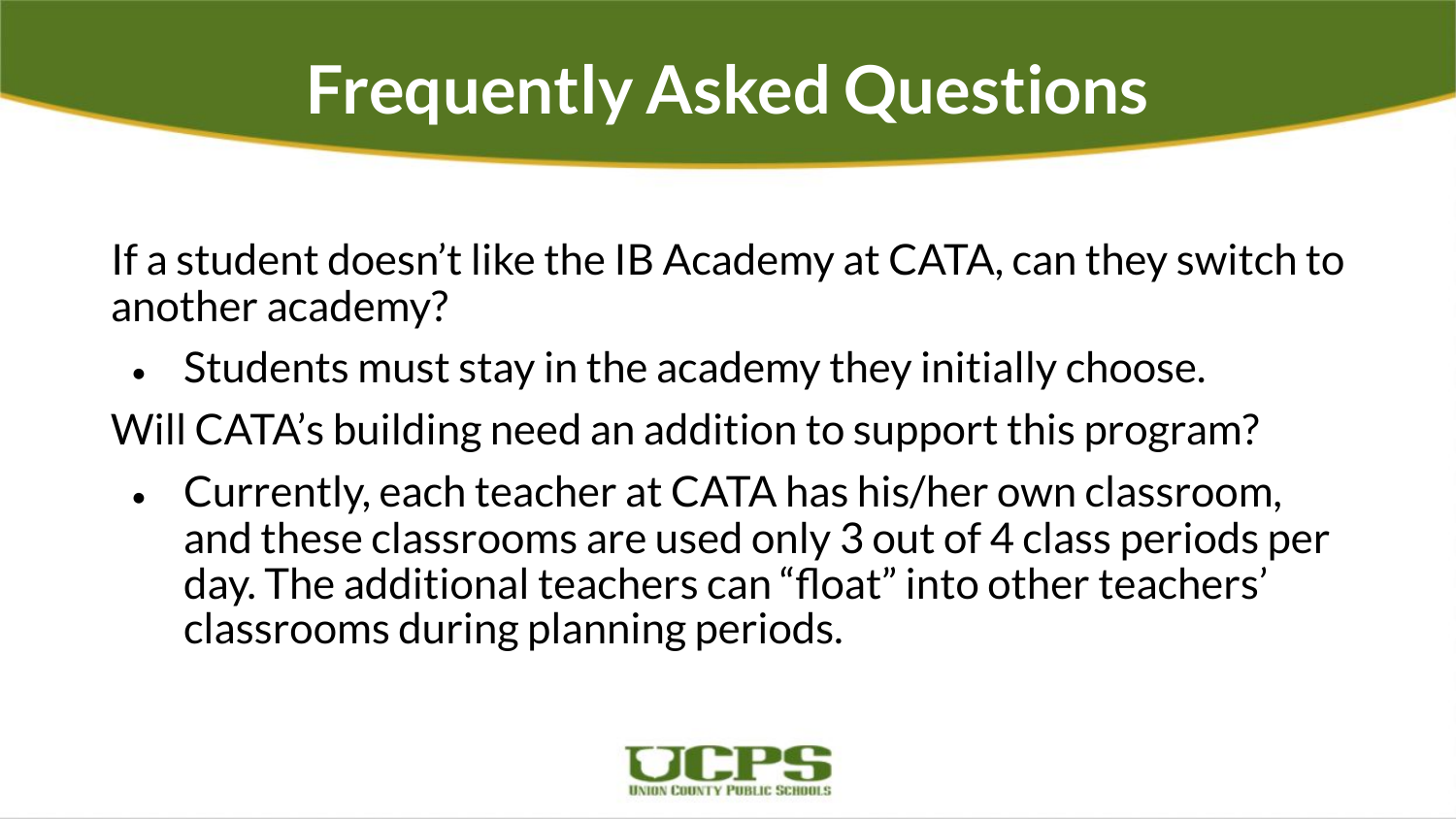# Frequently Asked Questions

If a student doesn't like the IB Academy at CATA, can they switch to another academy?

- Students must stay in the academy they initially choose.

Will CATA's building need an addition to support this program?

- Currently, each teacher at CATA has his/her own classroom, and these classrooms are used only 3 out of 4 class periods per day. The additional teachers can "float" into other teachers' classrooms during planning periods.